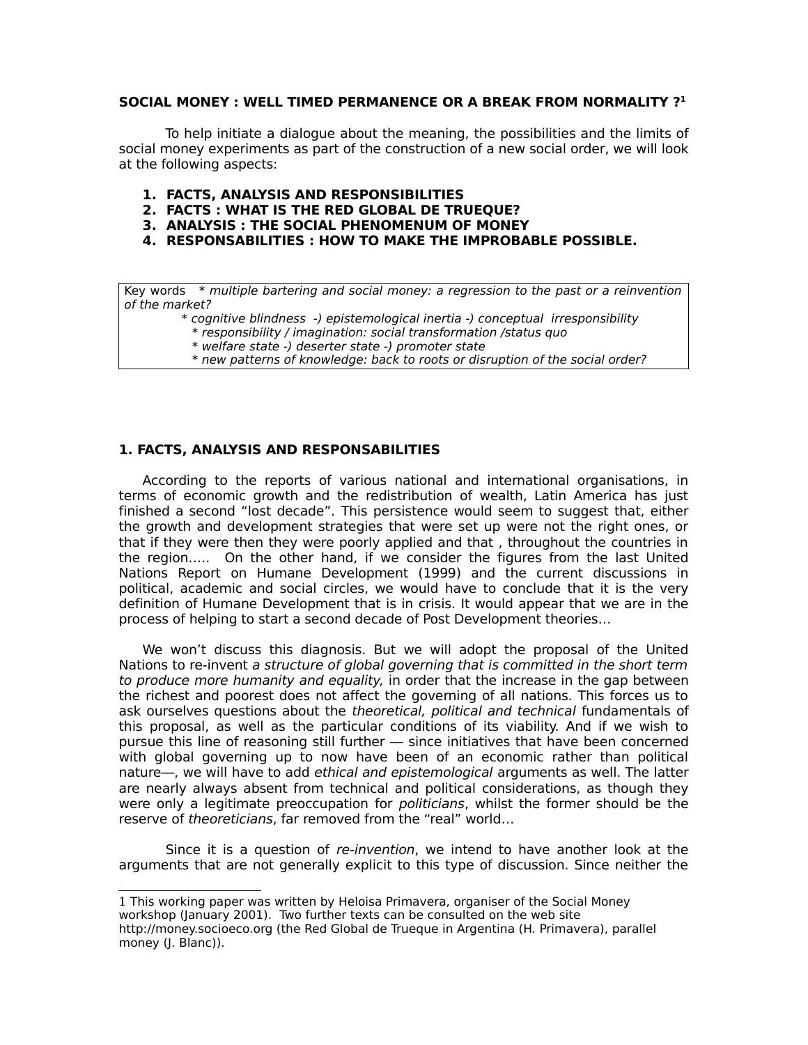**SOCIAL MONEY : WELL TIMED PERMANENCE OR A BREAK FROM NORMALITY ?[1]**

To help initiate a dialogue about the meaning, the possibilities and the limits of social money experiments as part of the construction of a new social order, we will look at the following aspects:

1. **FACTS, ANALYSIS AND RESPONSIBILITIES**
2. **FACTS : WHAT IS THE RED GLOBAL DE TRUEQUE?**
3. **ANALYSIS : THE SOCIAL PHENOMENUM OF MONEY**
4. **RESPONSABILITIES : HOW TO MAKE THE IMPROBABLE POSSIBLE.**

Key words * *multiple bartering and social money: a regression to the past or a reinvention of the market?*
* *cognitive blindness -) epistemological inertia -) conceptual irresponsibility*
* *responsibility / imagination: social transformation /status quo*
* *welfare state -) deserter state -) promoter state*
* *new patterns of knowledge: back to roots or disruption of the social order?*

## 1. FACTS, ANALYSIS AND RESPONSABILITIES

According to the reports of various national and international organisations, in terms of economic growth and the redistribution of wealth, Latin America has just finished a second "lost decade". This persistence would seem to suggest that, either the growth and development strategies that were set up were not the right ones, or that if they were then they were poorly applied and that , throughout the countries in the region..... On the other hand, if we consider the figures from the last United Nations Report on Humane Development (1999) and the current discussions in political, academic and social circles, we would have to conclude that it is the very definition of Humane Development that is in crisis. It would appear that we are in the process of helping to start a second decade of Post Development theories…

We won't discuss this diagnosis. But we will adopt the proposal of the United Nations to re-invent *a structure of global governing that is committed in the short term to produce more humanity and equality,* in order that the increase in the gap between the richest and poorest does not affect the governing of all nations. This forces us to ask ourselves questions about the *theoretical, political and technical* fundamentals of this proposal, as well as the particular conditions of its viability. And if we wish to pursue this line of reasoning still further — since initiatives that have been concerned with global governing up to now have been of an economic rather than political nature—, we will have to add *ethical and epistemological* arguments as well. The latter are nearly always absent from technical and political considerations, as though they were only a legitimate preoccupation for *politicians*, whilst the former should be the reserve of *theoreticians*, far removed from the "real" world…

Since it is a question of *re-invention*, we intend to have another look at the arguments that are not generally explicit to this type of discussion. Since neither the

1 This working paper was written by Heloisa Primavera, organiser of the Social Money workshop (January 2001). Two further texts can be consulted on the web site http://money.socioeco.org (the Red Global de Trueque in Argentina (H. Primavera), parallel money (J. Blanc)).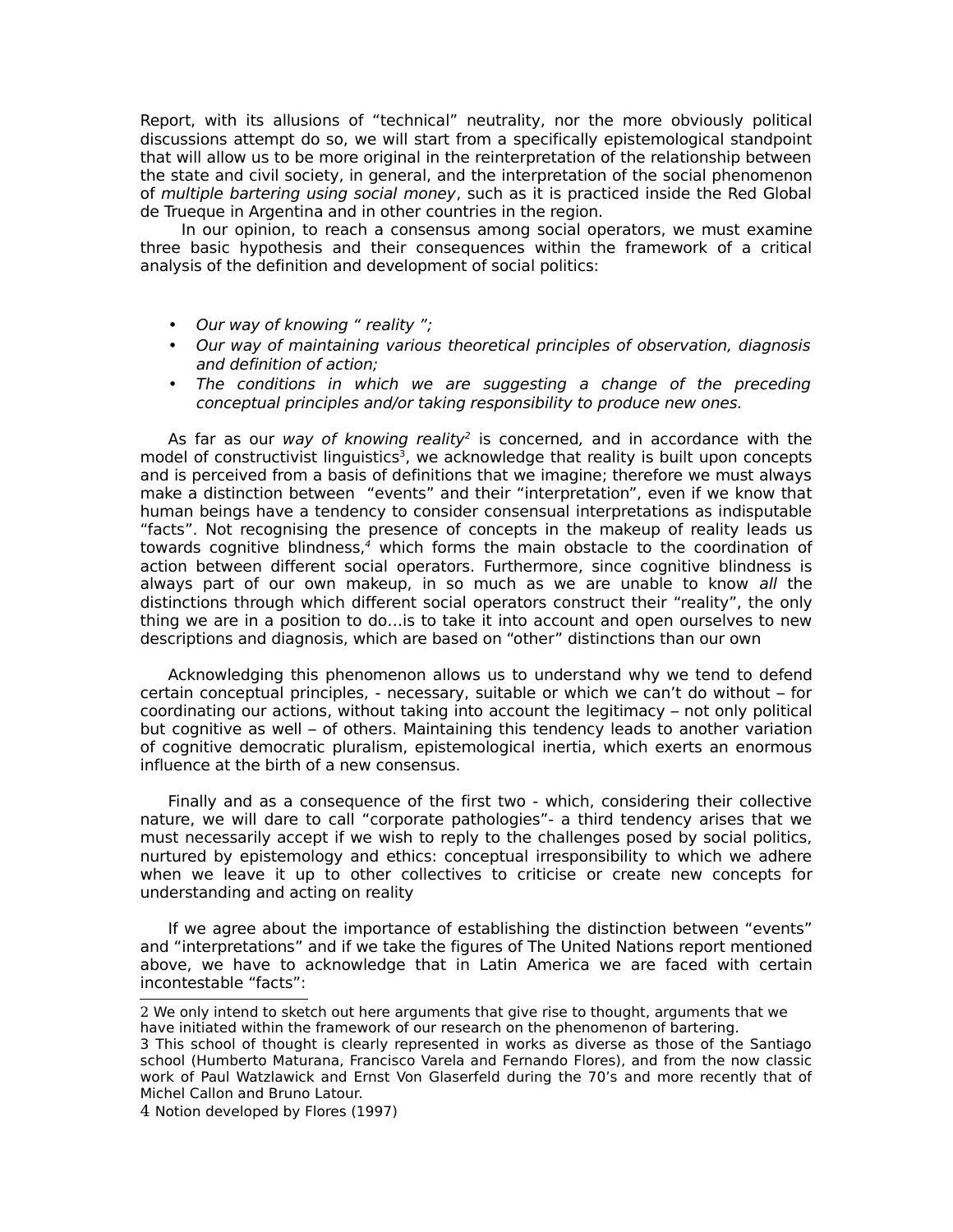Report, with its allusions of "technical" neutrality, nor the more obviously political discussions attempt do so, we will start from a specifically epistemological standpoint that will allow us to be more original in the reinterpretation of the relationship between the state and civil society, in general, and the interpretation of the social phenomenon of *multiple bartering using social money*, such as it is practiced inside the Red Global de Trueque in Argentina and in other countries in the region.

In our opinion, to reach a consensus among social operators, we must examine three basic hypothesis and their consequences within the framework of a critical analysis of the definition and development of social politics:

- *Our way of knowing " reality ";*
- *Our way of maintaining various theoretical principles of observation, diagnosis and definition of action;*
- *The conditions in which we are suggesting a change of the preceding conceptual principles and/or taking responsibility to produce new ones.*

As far as our *way of knowing reality*[2] is concerned, and in accordance with the model of constructivist linguistics[3], we acknowledge that reality is built upon concepts and is perceived from a basis of definitions that we imagine; therefore we must always make a distinction between "events" and their "interpretation", even if we know that human beings have a tendency to consider consensual interpretations as indisputable "facts". Not recognising the presence of concepts in the makeup of reality leads us towards cognitive blindness,[4] which forms the main obstacle to the coordination of action between different social operators. Furthermore, since cognitive blindness is always part of our own makeup, in so much as we are unable to know *all* the distinctions through which different social operators construct their "reality", the only thing we are in a position to do…is to take it into account and open ourselves to new descriptions and diagnosis, which are based on "other" distinctions than our own

Acknowledging this phenomenon allows us to understand why we tend to defend certain conceptual principles, - necessary, suitable or which we can't do without – for coordinating our actions, without taking into account the legitimacy – not only political but cognitive as well – of others. Maintaining this tendency leads to another variation of cognitive democratic pluralism, epistemological inertia, which exerts an enormous influence at the birth of a new consensus.

Finally and as a consequence of the first two - which, considering their collective nature, we will dare to call "corporate pathologies"- a third tendency arises that we must necessarily accept if we wish to reply to the challenges posed by social politics, nurtured by epistemology and ethics: conceptual irresponsibility to which we adhere when we leave it up to other collectives to criticise or create new concepts for understanding and acting on reality

If we agree about the importance of establishing the distinction between "events" and "interpretations" and if we take the figures of The United Nations report mentioned above, we have to acknowledge that in Latin America we are faced with certain incontestable "facts":

---

2 We only intend to sketch out here arguments that give rise to thought, arguments that we have initiated within the framework of our research on the phenomenon of bartering.

3 This school of thought is clearly represented in works as diverse as those of the Santiago school (Humberto Maturana, Francisco Varela and Fernando Flores), and from the now classic work of Paul Watzlawick and Ernst Von Glaserfeld during the 70's and more recently that of Michel Callon and Bruno Latour.

4 Notion developed by Flores (1997)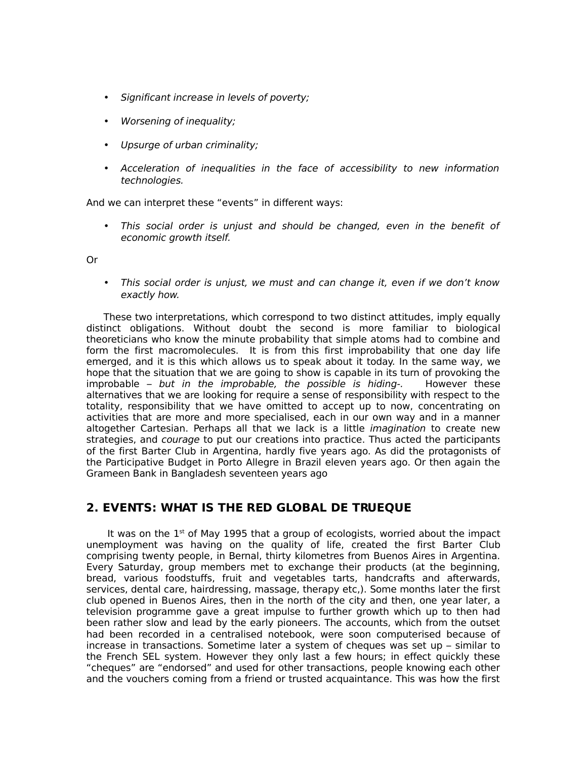- *Significant increase in levels of poverty;*
- *Worsening of inequality;*
- *Upsurge of urban criminality;*
- *Acceleration of inequalities in the face of accessibility to new information technologies.*

And we can interpret these "events" in different ways:

- *This social order is unjust and should be changed, even in the benefit of economic growth itself.*

Or

- *This social order is unjust, we must and can change it, even if we don't know exactly how.*

These two interpretations, which correspond to two distinct attitudes, imply equally distinct obligations. Without doubt the second is more familiar to biological theoreticians who know the minute probability that simple atoms had to combine and form the first macromolecules. It is from this first improbability that one day life emerged, and it is this which allows us to speak about it today. In the same way, we hope that the situation that we are going to show is capable in its turn of provoking the improbable – *but in the improbable, the possible is hiding-.* However these alternatives that we are looking for require a sense of responsibility with respect to the totality, responsibility that we have omitted to accept up to now, concentrating on activities that are more and more specialised, each in our own way and in a manner altogether Cartesian. Perhaps all that we lack is a little *imagination* to create new strategies, and *courage* to put our creations into practice. Thus acted the participants of the first Barter Club in Argentina, hardly five years ago. As did the protagonists of the Participative Budget in Porto Allegre in Brazil eleven years ago. Or then again the Grameen Bank in Bangladesh seventeen years ago

## 2. EVENTS: WHAT IS THE RED GLOBAL DE TRUEQUE

It was on the 1st of May 1995 that a group of ecologists, worried about the impact unemployment was having on the quality of life, created the first Barter Club comprising twenty people, in Bernal, thirty kilometres from Buenos Aires in Argentina. Every Saturday, group members met to exchange their products (at the beginning, bread, various foodstuffs, fruit and vegetables tarts, handcrafts and afterwards, services, dental care, hairdressing, massage, therapy etc,). Some months later the first club opened in Buenos Aires, then in the north of the city and then, one year later, a television programme gave a great impulse to further growth which up to then had been rather slow and lead by the early pioneers. The accounts, which from the outset had been recorded in a centralised notebook, were soon computerised because of increase in transactions. Sometime later a system of cheques was set up – similar to the French SEL system. However they only last a few hours; in effect quickly these "cheques" are "endorsed" and used for other transactions, people knowing each other and the vouchers coming from a friend or trusted acquaintance. This was how the first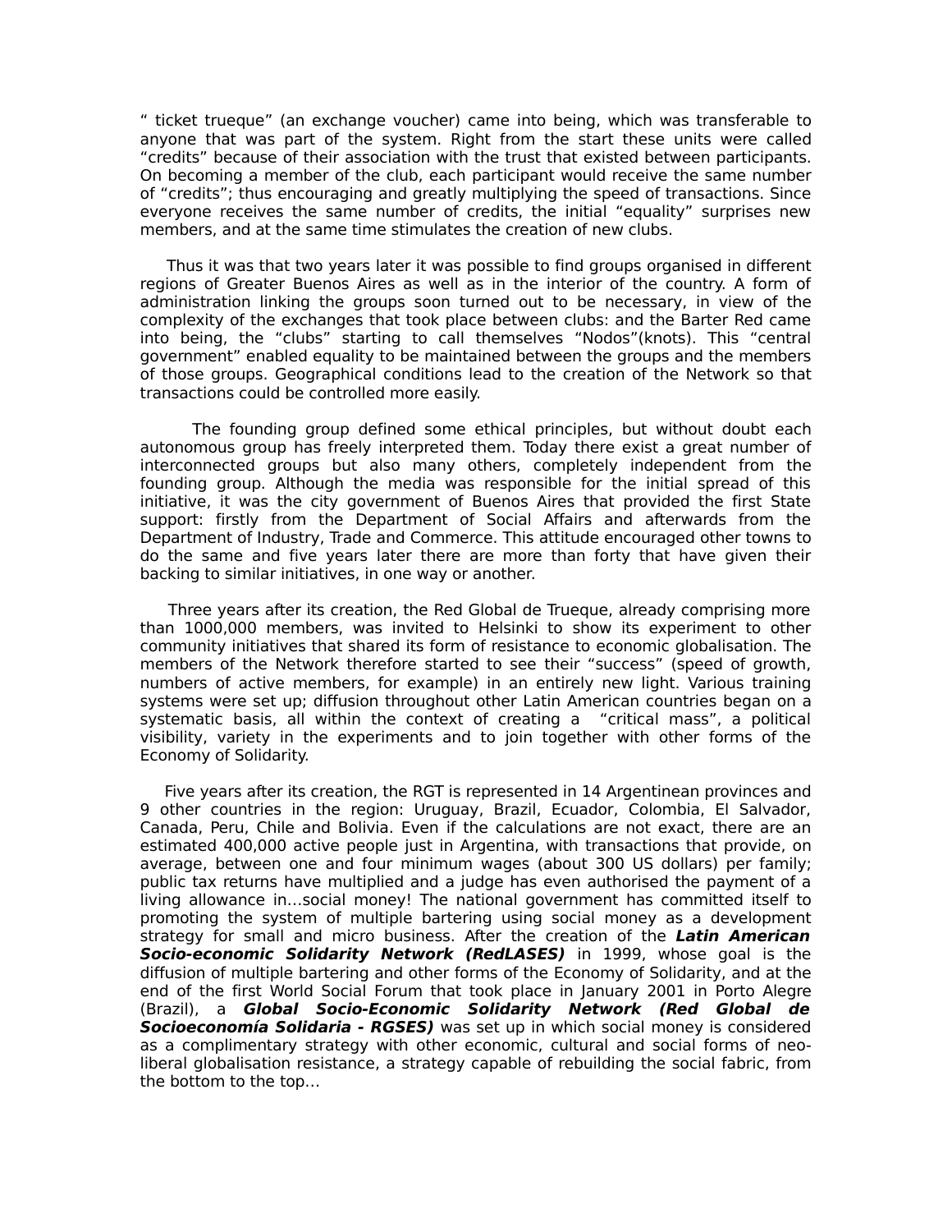" ticket trueque" (an exchange voucher) came into being, which was transferable to anyone that was part of the system. Right from the start these units were called "credits" because of their association with the trust that existed between participants. On becoming a member of the club, each participant would receive the same number of "credits"; thus encouraging and greatly multiplying the speed of transactions. Since everyone receives the same number of credits, the initial "equality" surprises new members, and at the same time stimulates the creation of new clubs.

Thus it was that two years later it was possible to find groups organised in different regions of Greater Buenos Aires as well as in the interior of the country. A form of administration linking the groups soon turned out to be necessary, in view of the complexity of the exchanges that took place between clubs: and the Barter Red came into being, the "clubs" starting to call themselves "Nodos"(knots). This "central government" enabled equality to be maintained between the groups and the members of those groups. Geographical conditions lead to the creation of the Network so that transactions could be controlled more easily.

The founding group defined some ethical principles, but without doubt each autonomous group has freely interpreted them. Today there exist a great number of interconnected groups but also many others, completely independent from the founding group. Although the media was responsible for the initial spread of this initiative, it was the city government of Buenos Aires that provided the first State support: firstly from the Department of Social Affairs and afterwards from the Department of Industry, Trade and Commerce. This attitude encouraged other towns to do the same and five years later there are more than forty that have given their backing to similar initiatives, in one way or another.

Three years after its creation, the Red Global de Trueque, already comprising more than 1000,000 members, was invited to Helsinki to show its experiment to other community initiatives that shared its form of resistance to economic globalisation. The members of the Network therefore started to see their "success" (speed of growth, numbers of active members, for example) in an entirely new light. Various training systems were set up; diffusion throughout other Latin American countries began on a systematic basis, all within the context of creating a "critical mass", a political visibility, variety in the experiments and to join together with other forms of the Economy of Solidarity.

Five years after its creation, the RGT is represented in 14 Argentinean provinces and 9 other countries in the region: Uruguay, Brazil, Ecuador, Colombia, El Salvador, Canada, Peru, Chile and Bolivia. Even if the calculations are not exact, there are an estimated 400,000 active people just in Argentina, with transactions that provide, on average, between one and four minimum wages (about 300 US dollars) per family; public tax returns have multiplied and a judge has even authorised the payment of a living allowance in…social money! The national government has committed itself to promoting the system of multiple bartering using social money as a development strategy for small and micro business. After the creation of the ***Latin American Socio-economic Solidarity Network (RedLASES)*** in 1999, whose goal is the diffusion of multiple bartering and other forms of the Economy of Solidarity, and at the end of the first World Social Forum that took place in January 2001 in Porto Alegre (Brazil), a ***Global Socio-Economic Solidarity Network (Red Global de Socioeconomía Solidaria - RGSES)*** was set up in which social money is considered as a complimentary strategy with other economic, cultural and social forms of neo-liberal globalisation resistance, a strategy capable of rebuilding the social fabric, from the bottom to the top…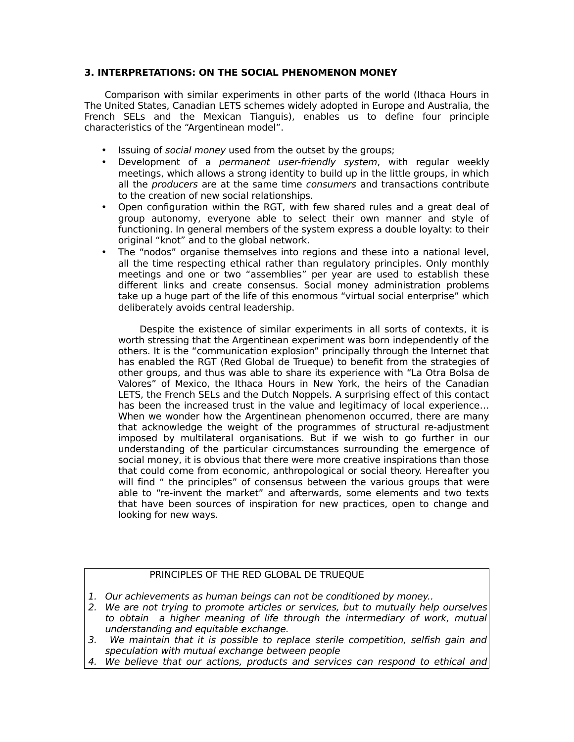### 3. INTERPRETATIONS: ON THE SOCIAL PHENOMENON MONEY

Comparison with similar experiments in other parts of the world (Ithaca Hours in The United States, Canadian LETS schemes widely adopted in Europe and Australia, the French SELs and the Mexican Tianguis), enables us to define four principle characteristics of the "Argentinean model".

- Issuing of *social money* used from the outset by the groups;
- Development of a *permanent user-friendly system*, with regular weekly meetings, which allows a strong identity to build up in the little groups, in which all the *producers* are at the same time *consumers* and transactions contribute to the creation of new social relationships.
- Open configuration within the RGT, with few shared rules and a great deal of group autonomy, everyone able to select their own manner and style of functioning. In general members of the system express a double loyalty: to their original "knot" and to the global network.
- The "nodos" organise themselves into regions and these into a national level, all the time respecting ethical rather than regulatory principles. Only monthly meetings and one or two "assemblies" per year are used to establish these different links and create consensus. Social money administration problems take up a huge part of the life of this enormous "virtual social enterprise" which deliberately avoids central leadership.

Despite the existence of similar experiments in all sorts of contexts, it is worth stressing that the Argentinean experiment was born independently of the others. It is the "communication explosion" principally through the Internet that has enabled the RGT (Red Global de Trueque) to benefit from the strategies of other groups, and thus was able to share its experience with "La Otra Bolsa de Valores" of Mexico, the Ithaca Hours in New York, the heirs of the Canadian LETS, the French SELs and the Dutch Noppels. A surprising effect of this contact has been the increased trust in the value and legitimacy of local experience… When we wonder how the Argentinean phenomenon occurred, there are many that acknowledge the weight of the programmes of structural re-adjustment imposed by multilateral organisations. But if we wish to go further in our understanding of the particular circumstances surrounding the emergence of social money, it is obvious that there were more creative inspirations than those that could come from economic, anthropological or social theory. Hereafter you will find " the principles" of consensus between the various groups that were able to "re-invent the market" and afterwards, some elements and two texts that have been sources of inspiration for new practices, open to change and looking for new ways.

PRINCIPLES OF THE RED GLOBAL DE TRUEQUE

1. *Our achievements as human beings can not be conditioned by money..*
2. *We are not trying to promote articles or services, but to mutually help ourselves to obtain a higher meaning of life through the intermediary of work, mutual understanding and equitable exchange.*
3. *We maintain that it is possible to replace sterile competition, selfish gain and speculation with mutual exchange between people*
4. *We believe that our actions, products and services can respond to ethical and*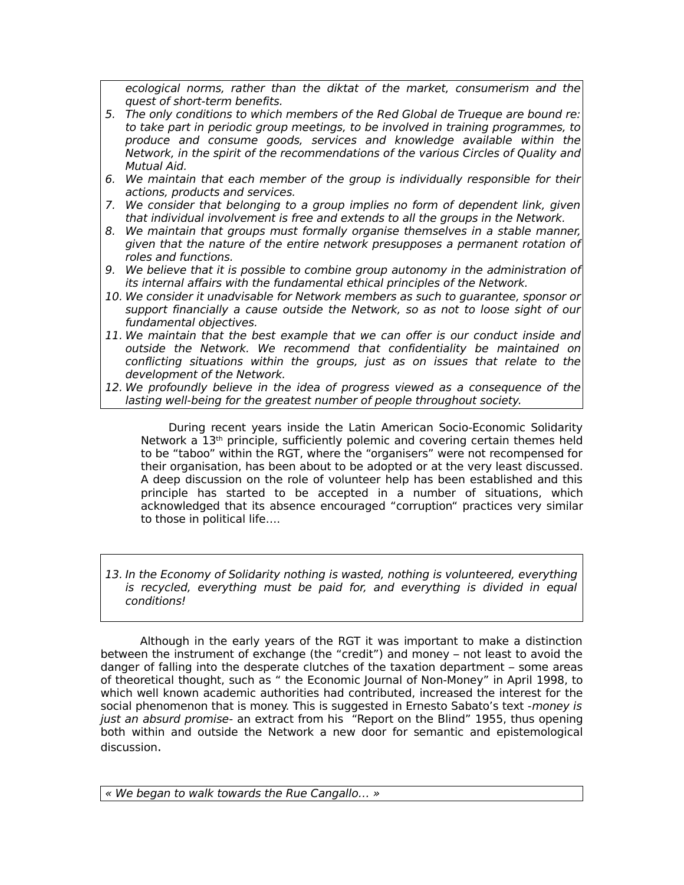*ecological norms, rather than the diktat of the market, consumerism and the quest of short-term benefits.*

5. *The only conditions to which members of the Red Global de Trueque are bound re: to take part in periodic group meetings, to be involved in training programmes, to produce and consume goods, services and knowledge available within the Network, in the spirit of the recommendations of the various Circles of Quality and Mutual Aid.*
6. *We maintain that each member of the group is individually responsible for their actions, products and services.*
7. *We consider that belonging to a group implies no form of dependent link, given that individual involvement is free and extends to all the groups in the Network.*
8. *We maintain that groups must formally organise themselves in a stable manner, given that the nature of the entire network presupposes a permanent rotation of roles and functions.*
9. *We believe that it is possible to combine group autonomy in the administration of its internal affairs with the fundamental ethical principles of the Network.*
10. *We consider it unadvisable for Network members as such to guarantee, sponsor or support financially a cause outside the Network, so as not to loose sight of our fundamental objectives.*
11. *We maintain that the best example that we can offer is our conduct inside and outside the Network. We recommend that confidentiality be maintained on conflicting situations within the groups, just as on issues that relate to the development of the Network.*
12. *We profoundly believe in the idea of progress viewed as a consequence of the lasting well-being for the greatest number of people throughout society.*

During recent years inside the Latin American Socio-Economic Solidarity Network a 13th principle, sufficiently polemic and covering certain themes held to be "taboo" within the RGT, where the "organisers" were not recompensed for their organisation, has been about to be adopted or at the very least discussed. A deep discussion on the role of volunteer help has been established and this principle has started to be accepted in a number of situations, which acknowledged that its absence encouraged "corruption" practices very similar to those in political life….

13. *In the Economy of Solidarity nothing is wasted, nothing is volunteered, everything is recycled, everything must be paid for, and everything is divided in equal conditions!*

Although in the early years of the RGT it was important to make a distinction between the instrument of exchange (the "credit") and money – not least to avoid the danger of falling into the desperate clutches of the taxation department – some areas of theoretical thought, such as " the Economic Journal of Non-Money" in April 1998, to which well known academic authorities had contributed, increased the interest for the social phenomenon that is money. This is suggested in Ernesto Sabato's text -*money is just an absurd promise*- an extract from his "Report on the Blind" 1955, thus opening both within and outside the Network a new door for semantic and epistemological discussion.

*« We began to walk towards the Rue Cangallo… »*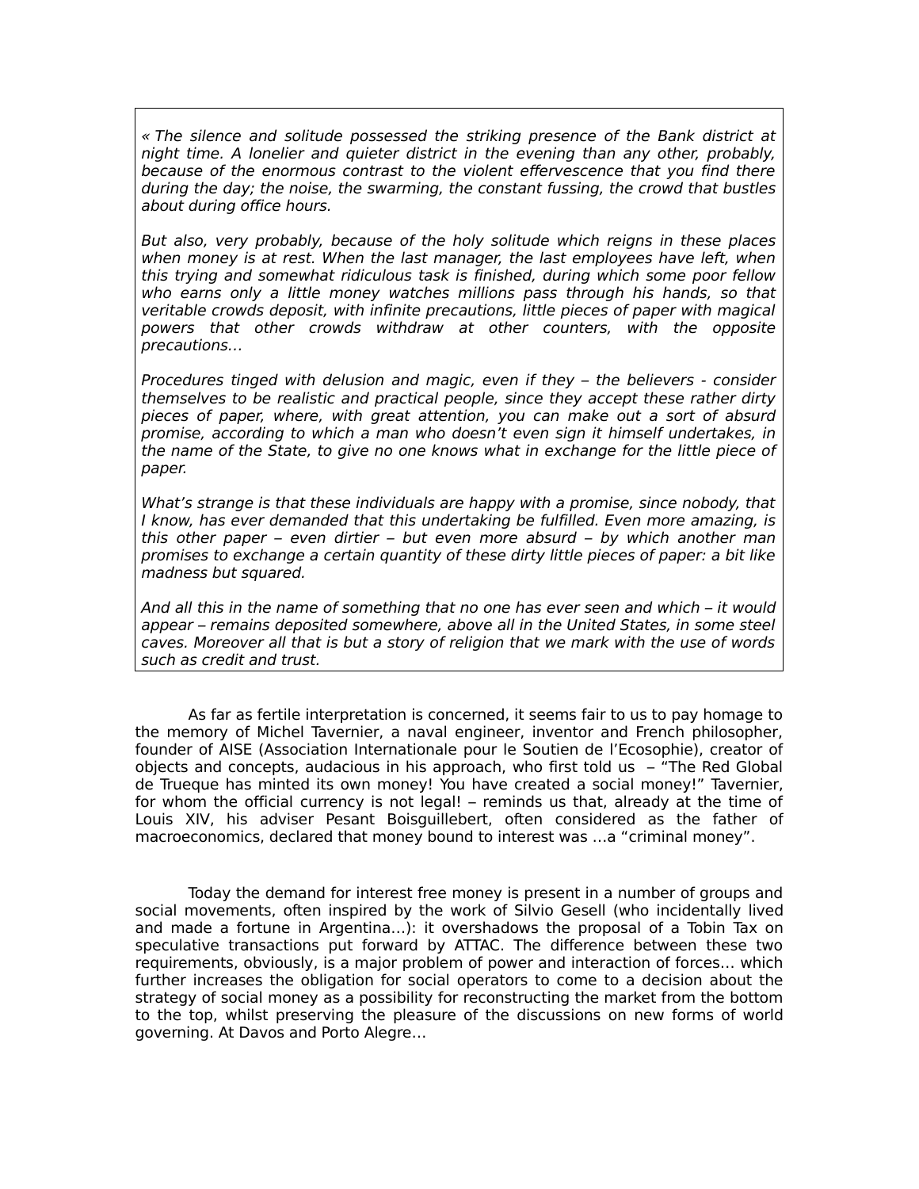*« The silence and solitude possessed the striking presence of the Bank district at night time. A lonelier and quieter district in the evening than any other, probably, because of the enormous contrast to the violent effervescence that you find there during the day; the noise, the swarming, the constant fussing, the crowd that bustles about during office hours.*

*But also, very probably, because of the holy solitude which reigns in these places when money is at rest. When the last manager, the last employees have left, when this trying and somewhat ridiculous task is finished, during which some poor fellow who earns only a little money watches millions pass through his hands, so that veritable crowds deposit, with infinite precautions, little pieces of paper with magical powers that other crowds withdraw at other counters, with the opposite precautions…*

*Procedures tinged with delusion and magic, even if they – the believers - consider themselves to be realistic and practical people, since they accept these rather dirty pieces of paper, where, with great attention, you can make out a sort of absurd promise, according to which a man who doesn't even sign it himself undertakes, in the name of the State, to give no one knows what in exchange for the little piece of paper.*

*What's strange is that these individuals are happy with a promise, since nobody, that I know, has ever demanded that this undertaking be fulfilled. Even more amazing, is this other paper – even dirtier – but even more absurd – by which another man promises to exchange a certain quantity of these dirty little pieces of paper: a bit like madness but squared.*

*And all this in the name of something that no one has ever seen and which – it would appear – remains deposited somewhere, above all in the United States, in some steel caves. Moreover all that is but a story of religion that we mark with the use of words such as credit and trust.*

As far as fertile interpretation is concerned, it seems fair to us to pay homage to the memory of Michel Tavernier, a naval engineer, inventor and French philosopher, founder of AISE (Association Internationale pour le Soutien de l'Ecosophie), creator of objects and concepts, audacious in his approach, who first told us – "The Red Global de Trueque has minted its own money! You have created a social money!" Tavernier, for whom the official currency is not legal! – reminds us that, already at the time of Louis XIV, his adviser Pesant Boisguillebert, often considered as the father of macroeconomics, declared that money bound to interest was …a "criminal money".

Today the demand for interest free money is present in a number of groups and social movements, often inspired by the work of Silvio Gesell (who incidentally lived and made a fortune in Argentina…): it overshadows the proposal of a Tobin Tax on speculative transactions put forward by ATTAC. The difference between these two requirements, obviously, is a major problem of power and interaction of forces… which further increases the obligation for social operators to come to a decision about the strategy of social money as a possibility for reconstructing the market from the bottom to the top, whilst preserving the pleasure of the discussions on new forms of world governing. At Davos and Porto Alegre…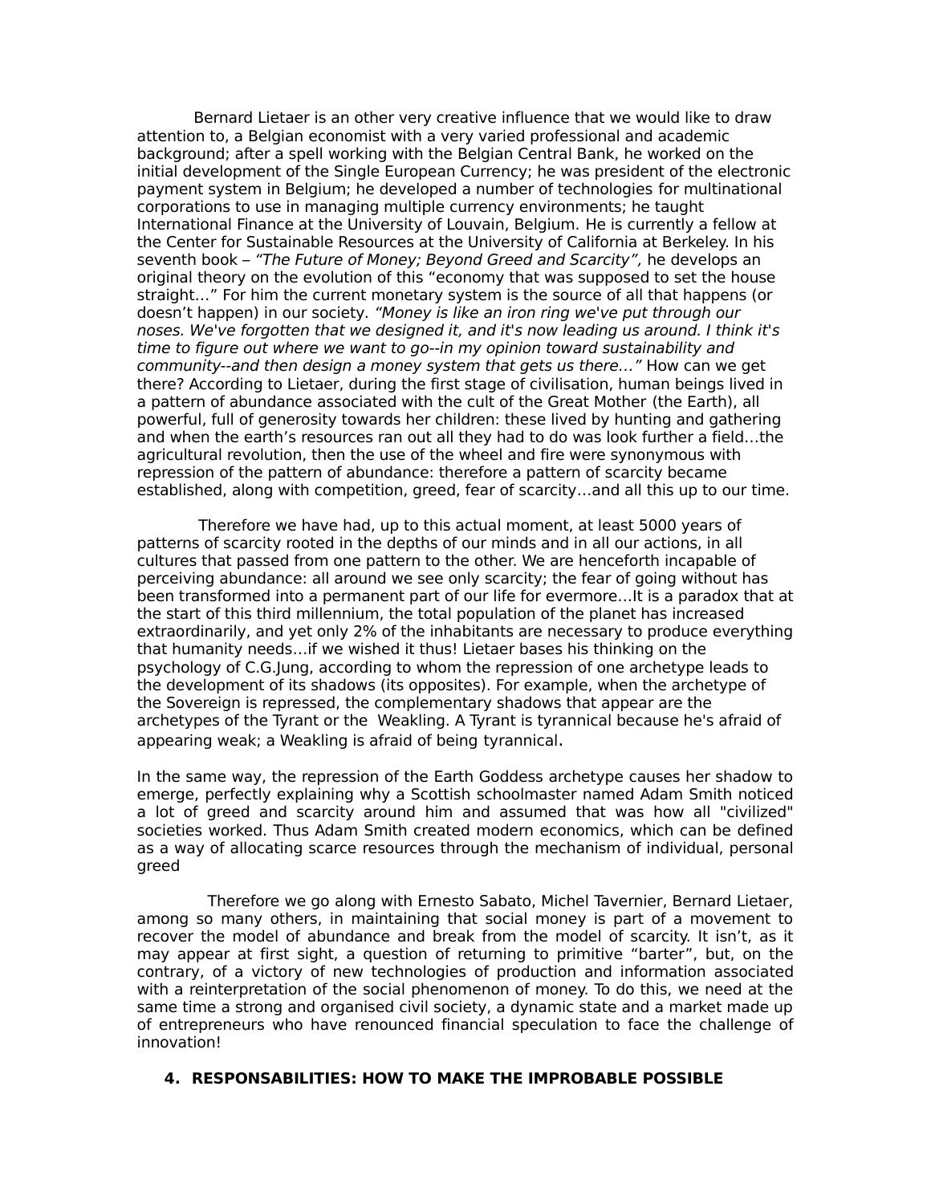Bernard Lietaer is an other very creative influence that we would like to draw attention to, a Belgian economist with a very varied professional and academic background; after a spell working with the Belgian Central Bank, he worked on the initial development of the Single European Currency; he was president of the electronic payment system in Belgium; he developed a number of technologies for multinational corporations to use in managing multiple currency environments; he taught International Finance at the University of Louvain, Belgium. He is currently a fellow at the Center for Sustainable Resources at the University of California at Berkeley. In his seventh book – *"The Future of Money; Beyond Greed and Scarcity",* he develops an original theory on the evolution of this "economy that was supposed to set the house straight..." For him the current monetary system is the source of all that happens (or doesn't happen) in our society. *"Money is like an iron ring we've put through our noses. We've forgotten that we designed it, and it's now leading us around. I think it's time to figure out where we want to go--in my opinion toward sustainability and community--and then design a money system that gets us there..."* How can we get there? According to Lietaer, during the first stage of civilisation, human beings lived in a pattern of abundance associated with the cult of the Great Mother (the Earth), all powerful, full of generosity towards her children: these lived by hunting and gathering and when the earth's resources ran out all they had to do was look further a field...the agricultural revolution, then the use of the wheel and fire were synonymous with repression of the pattern of abundance: therefore a pattern of scarcity became established, along with competition, greed, fear of scarcity...and all this up to our time.

Therefore we have had, up to this actual moment, at least 5000 years of patterns of scarcity rooted in the depths of our minds and in all our actions, in all cultures that passed from one pattern to the other. We are henceforth incapable of perceiving abundance: all around we see only scarcity; the fear of going without has been transformed into a permanent part of our life for evermore...It is a paradox that at the start of this third millennium, the total population of the planet has increased extraordinarily, and yet only 2% of the inhabitants are necessary to produce everything that humanity needs...if we wished it thus! Lietaer bases his thinking on the psychology of C.G.Jung, according to whom the repression of one archetype leads to the development of its shadows (its opposites). For example, when the archetype of the Sovereign is repressed, the complementary shadows that appear are the archetypes of the Tyrant or the Weakling. A Tyrant is tyrannical because he's afraid of appearing weak; a Weakling is afraid of being tyrannical.

In the same way, the repression of the Earth Goddess archetype causes her shadow to emerge, perfectly explaining why a Scottish schoolmaster named Adam Smith noticed a lot of greed and scarcity around him and assumed that was how all "civilized" societies worked. Thus Adam Smith created modern economics, which can be defined as a way of allocating scarce resources through the mechanism of individual, personal greed

Therefore we go along with Ernesto Sabato, Michel Tavernier, Bernard Lietaer, among so many others, in maintaining that social money is part of a movement to recover the model of abundance and break from the model of scarcity. It isn't, as it may appear at first sight, a question of returning to primitive "barter", but, on the contrary, of a victory of new technologies of production and information associated with a reinterpretation of the social phenomenon of money. To do this, we need at the same time a strong and organised civil society, a dynamic state and a market made up of entrepreneurs who have renounced financial speculation to face the challenge of innovation!

## 4. RESPONSABILITIES: HOW TO MAKE THE IMPROBABLE POSSIBLE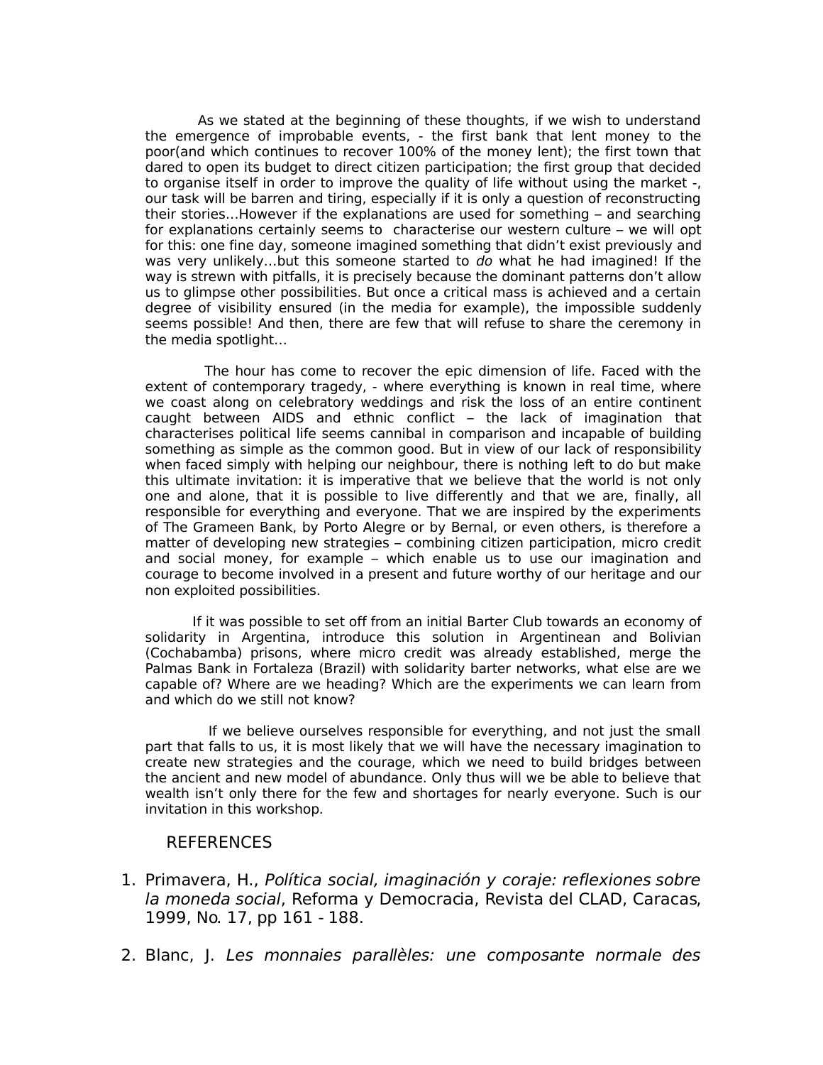As we stated at the beginning of these thoughts, if we wish to understand the emergence of improbable events, - the first bank that lent money to the poor(and which continues to recover 100% of the money lent); the first town that dared to open its budget to direct citizen participation; the first group that decided to organise itself in order to improve the quality of life without using the market -, our task will be barren and tiring, especially if it is only a question of reconstructing their stories…However if the explanations are used for something – and searching for explanations certainly seems to characterise our western culture – we will opt for this: one fine day, someone imagined something that didn't exist previously and was very unlikely…but this someone started to *do* what he had imagined! If the way is strewn with pitfalls, it is precisely because the dominant patterns don't allow us to glimpse other possibilities. But once a critical mass is achieved and a certain degree of visibility ensured (in the media for example), the impossible suddenly seems possible! And then, there are few that will refuse to share the ceremony in the media spotlight…

The hour has come to recover the epic dimension of life. Faced with the extent of contemporary tragedy, - where everything is known in real time, where we coast along on celebratory weddings and risk the loss of an entire continent caught between AIDS and ethnic conflict – the lack of imagination that characterises political life seems cannibal in comparison and incapable of building something as simple as the common good. But in view of our lack of responsibility when faced simply with helping our neighbour, there is nothing left to do but make this ultimate invitation: it is imperative that we believe that the world is not only one and alone, that it is possible to live differently and that we are, finally, all responsible for everything and everyone. That we are inspired by the experiments of The Grameen Bank, by Porto Alegre or by Bernal, or even others, is therefore a matter of developing new strategies – combining citizen participation, micro credit and social money, for example – which enable us to use our imagination and courage to become involved in a present and future worthy of our heritage and our non exploited possibilities.

If it was possible to set off from an initial Barter Club towards an economy of solidarity in Argentina, introduce this solution in Argentinean and Bolivian (Cochabamba) prisons, where micro credit was already established, merge the Palmas Bank in Fortaleza (Brazil) with solidarity barter networks, what else are we capable of? Where are we heading? Which are the experiments we can learn from and which do we still not know?

If we believe ourselves responsible for everything, and not just the small part that falls to us, it is most likely that we will have the necessary imagination to create new strategies and the courage, which we need to build bridges between the ancient and new model of abundance. Only thus will we be able to believe that wealth isn't only there for the few and shortages for nearly everyone. Such is our invitation in this workshop.

## REFERENCES

1. Primavera, H., *Política social, imaginación y coraje: reflexiones sobre la moneda social*, Reforma y Democracia, Revista del CLAD, Caracas, 1999, No. 17, pp 161 - 188.

2. Blanc, J. *Les monnaies parallèles: une composante normale des*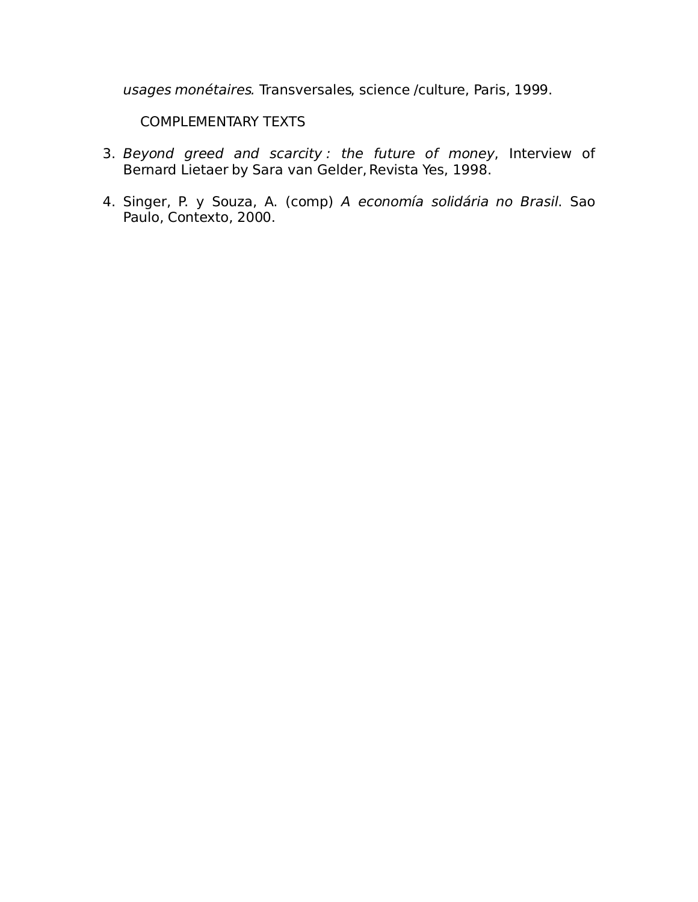*usages monétaires*. Transversales, science /culture, Paris, 1999.

COMPLEMENTARY TEXTS

3. *Beyond greed and scarcity : the future of money*, Interview of Bernard Lietaer by Sara van Gelder, Revista Yes, 1998.

4. Singer, P. y Souza, A. (comp) *A economía solidária no Brasil*. Sao Paulo, Contexto, 2000.